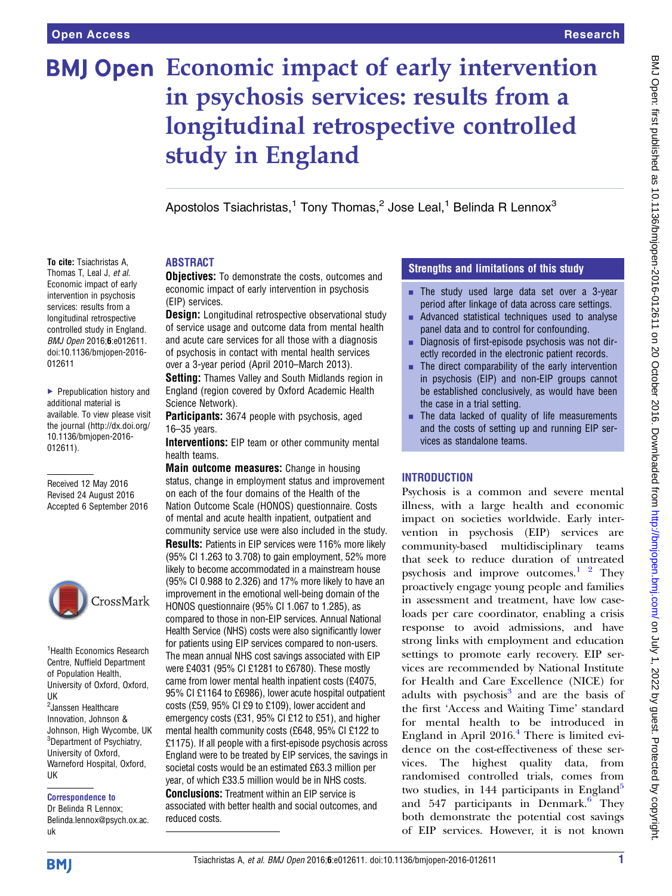# Economic impact of early intervention in psychosis services: results from a longitudinal retrospective controlled study in England

Apostolos Tsiachristas,[1] Tony Thomas,[2] Jose Leal,[1] Belinda R Lennox[3]

**To cite:** Tsiachristas A, Thomas T, Leal J, *et al*. Economic impact of early intervention in psychosis services: results from a longitudinal retrospective controlled study in England. *BMJ Open* 2016;**6**:e012611. doi:10.1136/bmjopen-2016-012611

▸ Prepublication history and additional material is available. To view please visit the journal (http://dx.doi.org/10.1136/bmjopen-2016-012611).

Received 12 May 2016
Revised 24 August 2016
Accepted 6 September 2016

[1]Health Economics Research Centre, Nuffield Department of Population Health, University of Oxford, Oxford, UK
[2]Janssen Healthcare Innovation, Johnson & Johnson, High Wycombe, UK
[3]Department of Psychiatry, University of Oxford, Warneford Hospital, Oxford, UK

**Correspondence to**
Dr Belinda R Lennox; Belinda.lennox@psych.ox.ac.uk

## ABSTRACT

**Objectives:** To demonstrate the costs, outcomes and economic impact of early intervention in psychosis (EIP) services.

**Design:** Longitudinal retrospective observational study of service usage and outcome data from mental health and acute care services for all those with a diagnosis of psychosis in contact with mental health services over a 3-year period (April 2010–March 2013).

**Setting:** Thames Valley and South Midlands region in England (region covered by Oxford Academic Health Science Network).

**Participants:** 3674 people with psychosis, aged 16–35 years.

**Interventions:** EIP team or other community mental health teams.

**Main outcome measures:** Change in housing status, change in employment status and improvement on each of the four domains of the Health of the Nation Outcome Scale (HONOS) questionnaire. Costs of mental and acute health inpatient, outpatient and community service use were also included in the study.

**Results:** Patients in EIP services were 116% more likely (95% CI 1.263 to 3.708) to gain employment, 52% more likely to become accommodated in a mainstream house (95% CI 0.988 to 2.326) and 17% more likely to have an improvement in the emotional well-being domain of the HONOS questionnaire (95% CI 1.067 to 1.285), as compared to those in non-EIP services. Annual National Health Service (NHS) costs were also significantly lower for patients using EIP services compared to non-users. The mean annual NHS cost savings associated with EIP were £4031 (95% CI £1281 to £6780). These mostly came from lower mental health inpatient costs (£4075, 95% CI £1164 to £6986), lower acute hospital outpatient costs (£59, 95% CI £9 to £109), lower accident and emergency costs (£31, 95% CI £12 to £51), and higher mental health community costs (£648, 95% CI £122 to £1175). If all people with a first-episode psychosis across England were to be treated by EIP services, the savings in societal costs would be an estimated £63.3 million per year, of which £33.5 million would be in NHS costs.

**Conclusions:** Treatment within an EIP service is associated with better health and social outcomes, and reduced costs.

## Strengths and limitations of this study

- The study used large data set over a 3-year period after linkage of data across care settings.
- Advanced statistical techniques used to analyse panel data and to control for confounding.
- Diagnosis of first-episode psychosis was not directly recorded in the electronic patient records.
- The direct comparability of the early intervention in psychosis (EIP) and non-EIP groups cannot be established conclusively, as would have been the case in a trial setting.
- The data lacked of quality of life measurements and the costs of setting up and running EIP services as standalone teams.

## INTRODUCTION

Psychosis is a common and severe mental illness, with a large health and economic impact on societies worldwide. Early intervention in psychosis (EIP) services are community-based multidisciplinary teams that seek to reduce duration of untreated psychosis and improve outcomes.[1,2] They proactively engage young people and families in assessment and treatment, have low caseloads per care coordinator, enabling a crisis response to avoid admissions, and have strong links with employment and education settings to promote early recovery. EIP services are recommended by National Institute for Health and Care Excellence (NICE) for adults with psychosis[3] and are the basis of the first 'Access and Waiting Time' standard for mental health to be introduced in England in April 2016.[4] There is limited evidence on the cost-effectiveness of these services. The highest quality data, from randomised controlled trials, comes from two studies, in 144 participants in England[5] and 547 participants in Denmark.[6] They both demonstrate the potential cost savings of EIP services. However, it is not known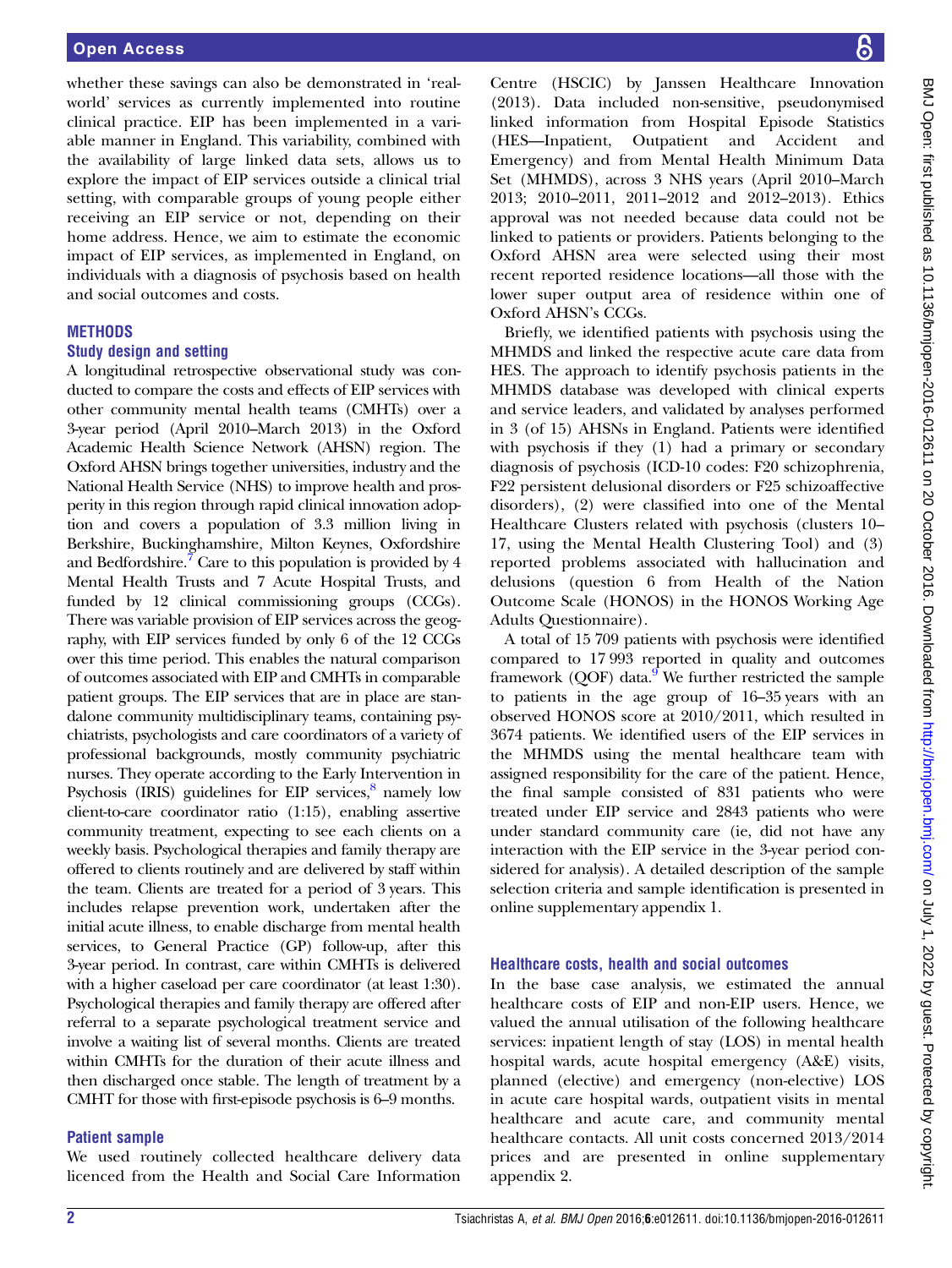whether these savings can also be demonstrated in 'real-world' services as currently implemented into routine clinical practice. EIP has been implemented in a variable manner in England. This variability, combined with the availability of large linked data sets, allows us to explore the impact of EIP services outside a clinical trial setting, with comparable groups of young people either receiving an EIP service or not, depending on their home address. Hence, we aim to estimate the economic impact of EIP services, as implemented in England, on individuals with a diagnosis of psychosis based on health and social outcomes and costs.

## METHODS

### Study design and setting

A longitudinal retrospective observational study was conducted to compare the costs and effects of EIP services with other community mental health teams (CMHTs) over a 3-year period (April 2010–March 2013) in the Oxford Academic Health Science Network (AHSN) region. The Oxford AHSN brings together universities, industry and the National Health Service (NHS) to improve health and prosperity in this region through rapid clinical innovation adoption and covers a population of 3.3 million living in Berkshire, Buckinghamshire, Milton Keynes, Oxfordshire and Bedfordshire.[7] Care to this population is provided by 4 Mental Health Trusts and 7 Acute Hospital Trusts, and funded by 12 clinical commissioning groups (CCGs). There was variable provision of EIP services across the geography, with EIP services funded by only 6 of the 12 CCGs over this time period. This enables the natural comparison of outcomes associated with EIP and CMHTs in comparable patient groups. The EIP services that are in place are standalone community multidisciplinary teams, containing psychiatrists, psychologists and care coordinators of a variety of professional backgrounds, mostly community psychiatric nurses. They operate according to the Early Intervention in Psychosis (IRIS) guidelines for EIP services,[8] namely low client-to-care coordinator ratio (1:15), enabling assertive community treatment, expecting to see each clients on a weekly basis. Psychological therapies and family therapy are offered to clients routinely and are delivered by staff within the team. Clients are treated for a period of 3 years. This includes relapse prevention work, undertaken after the initial acute illness, to enable discharge from mental health services, to General Practice (GP) follow-up, after this 3-year period. In contrast, care within CMHTs is delivered with a higher caseload per care coordinator (at least 1:30). Psychological therapies and family therapy are offered after referral to a separate psychological treatment service and involve a waiting list of several months. Clients are treated within CMHTs for the duration of their acute illness and then discharged once stable. The length of treatment by a CMHT for those with first-episode psychosis is 6–9 months.

### Patient sample

We used routinely collected healthcare delivery data licenced from the Health and Social Care Information Centre (HSCIC) by Janssen Healthcare Innovation (2013). Data included non-sensitive, pseudonymised linked information from Hospital Episode Statistics (HES—Inpatient, Outpatient and Accident and Emergency) and from Mental Health Minimum Data Set (MHMDS), across 3 NHS years (April 2010–March 2013; 2010–2011, 2011–2012 and 2012–2013). Ethics approval was not needed because data could not be linked to patients or providers. Patients belonging to the Oxford AHSN area were selected using their most recent reported residence locations—all those with the lower super output area of residence within one of Oxford AHSN's CCGs.

Briefly, we identified patients with psychosis using the MHMDS and linked the respective acute care data from HES. The approach to identify psychosis patients in the MHMDS database was developed with clinical experts and service leaders, and validated by analyses performed in 3 (of 15) AHSNs in England. Patients were identified with psychosis if they (1) had a primary or secondary diagnosis of psychosis (ICD-10 codes: F20 schizophrenia, F22 persistent delusional disorders or F25 schizoaffective disorders), (2) were classified into one of the Mental Healthcare Clusters related with psychosis (clusters 10–17, using the Mental Health Clustering Tool) and (3) reported problems associated with hallucination and delusions (question 6 from Health of the Nation Outcome Scale (HONOS) in the HONOS Working Age Adults Questionnaire).

A total of 15 709 patients with psychosis were identified compared to 17 993 reported in quality and outcomes framework (QOF) data.[9] We further restricted the sample to patients in the age group of 16–35 years with an observed HONOS score at 2010/2011, which resulted in 3674 patients. We identified users of the EIP services in the MHMDS using the mental healthcare team with assigned responsibility for the care of the patient. Hence, the final sample consisted of 831 patients who were treated under EIP service and 2843 patients who were under standard community care (ie, did not have any interaction with the EIP service in the 3-year period considered for analysis). A detailed description of the sample selection criteria and sample identification is presented in online supplementary appendix 1.

### Healthcare costs, health and social outcomes

In the base case analysis, we estimated the annual healthcare costs of EIP and non-EIP users. Hence, we valued the annual utilisation of the following healthcare services: inpatient length of stay (LOS) in mental health hospital wards, acute hospital emergency (A&E) visits, planned (elective) and emergency (non-elective) LOS in acute care hospital wards, outpatient visits in mental healthcare and acute care, and community mental healthcare contacts. All unit costs concerned 2013/2014 prices and are presented in online supplementary appendix 2.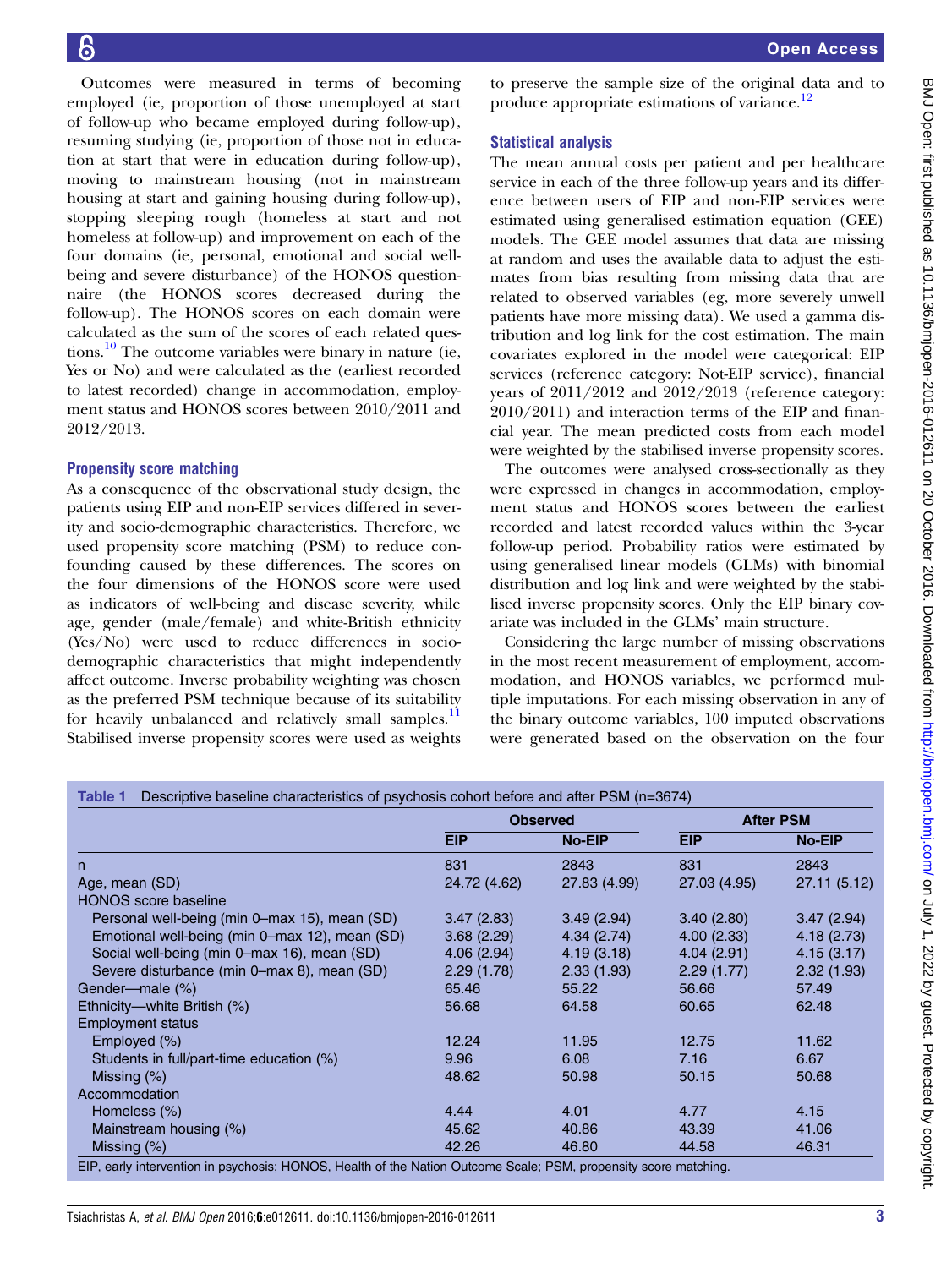Outcomes were measured in terms of becoming employed (ie, proportion of those unemployed at start of follow-up who became employed during follow-up), resuming studying (ie, proportion of those not in education at start that were in education during follow-up), moving to mainstream housing (not in mainstream housing at start and gaining housing during follow-up), stopping sleeping rough (homeless at start and not homeless at follow-up) and improvement on each of the four domains (ie, personal, emotional and social well-being and severe disturbance) of the HONOS questionnaire (the HONOS scores decreased during the follow-up). The HONOS scores on each domain were calculated as the sum of the scores of each related questions.[10] The outcome variables were binary in nature (ie, Yes or No) and were calculated as the (earliest recorded to latest recorded) change in accommodation, employment status and HONOS scores between 2010/2011 and 2012/2013.

### Propensity score matching

As a consequence of the observational study design, the patients using EIP and non-EIP services differed in severity and socio-demographic characteristics. Therefore, we used propensity score matching (PSM) to reduce confounding caused by these differences. The scores on the four dimensions of the HONOS score were used as indicators of well-being and disease severity, while age, gender (male/female) and white-British ethnicity (Yes/No) were used to reduce differences in socio-demographic characteristics that might independently affect outcome. Inverse probability weighting was chosen as the preferred PSM technique because of its suitability for heavily unbalanced and relatively small samples.[11] Stabilised inverse propensity scores were used as weights to preserve the sample size of the original data and to produce appropriate estimations of variance.[12]

### Statistical analysis

The mean annual costs per patient and per healthcare service in each of the three follow-up years and its difference between users of EIP and non-EIP services were estimated using generalised estimation equation (GEE) models. The GEE model assumes that data are missing at random and uses the available data to adjust the estimates from bias resulting from missing data that are related to observed variables (eg, more severely unwell patients have more missing data). We used a gamma distribution and log link for the cost estimation. The main covariates explored in the model were categorical: EIP services (reference category: Not-EIP service), financial years of 2011/2012 and 2012/2013 (reference category: 2010/2011) and interaction terms of the EIP and financial year. The mean predicted costs from each model were weighted by the stabilised inverse propensity scores.

The outcomes were analysed cross-sectionally as they were expressed in changes in accommodation, employment status and HONOS scores between the earliest recorded and latest recorded values within the 3-year follow-up period. Probability ratios were estimated by using generalised linear models (GLMs) with binomial distribution and log link and were weighted by the stabilised inverse propensity scores. Only the EIP binary covariate was included in the GLMs' main structure.

Considering the large number of missing observations in the most recent measurement of employment, accommodation, and HONOS variables, we performed multiple imputations. For each missing observation in any of the binary outcome variables, 100 imputed observations were generated based on the observation on the four

**Table 1** Descriptive baseline characteristics of psychosis cohort before and after PSM (n=3674)

| | Observed | | After PSM | |
|---|---|---|---|---|
| | EIP | No-EIP | EIP | No-EIP |
| n | 831 | 2843 | 831 | 2843 |
| Age, mean (SD) | 24.72 (4.62) | 27.83 (4.99) | 27.03 (4.95) | 27.11 (5.12) |
| HONOS score baseline | | | | |
| Personal well-being (min 0–max 15), mean (SD) | 3.47 (2.83) | 3.49 (2.94) | 3.40 (2.80) | 3.47 (2.94) |
| Emotional well-being (min 0–max 12), mean (SD) | 3.68 (2.29) | 4.34 (2.74) | 4.00 (2.33) | 4.18 (2.73) |
| Social well-being (min 0–max 16), mean (SD) | 4.06 (2.94) | 4.19 (3.18) | 4.04 (2.91) | 4.15 (3.17) |
| Severe disturbance (min 0–max 8), mean (SD) | 2.29 (1.78) | 2.33 (1.93) | 2.29 (1.77) | 2.32 (1.93) |
| Gender—male (%) | 65.46 | 55.22 | 56.66 | 57.49 |
| Ethnicity—white British (%) | 56.68 | 64.58 | 60.65 | 62.48 |
| Employment status | | | | |
| Employed (%) | 12.24 | 11.95 | 12.75 | 11.62 |
| Students in full/part-time education (%) | 9.96 | 6.08 | 7.16 | 6.67 |
| Missing (%) | 48.62 | 50.98 | 50.15 | 50.68 |
| Accommodation | | | | |
| Homeless (%) | 4.44 | 4.01 | 4.77 | 4.15 |
| Mainstream housing (%) | 45.62 | 40.86 | 43.39 | 41.06 |
| Missing (%) | 42.26 | 46.80 | 44.58 | 46.31 |

EIP, early intervention in psychosis; HONOS, Health of the Nation Outcome Scale; PSM, propensity score matching.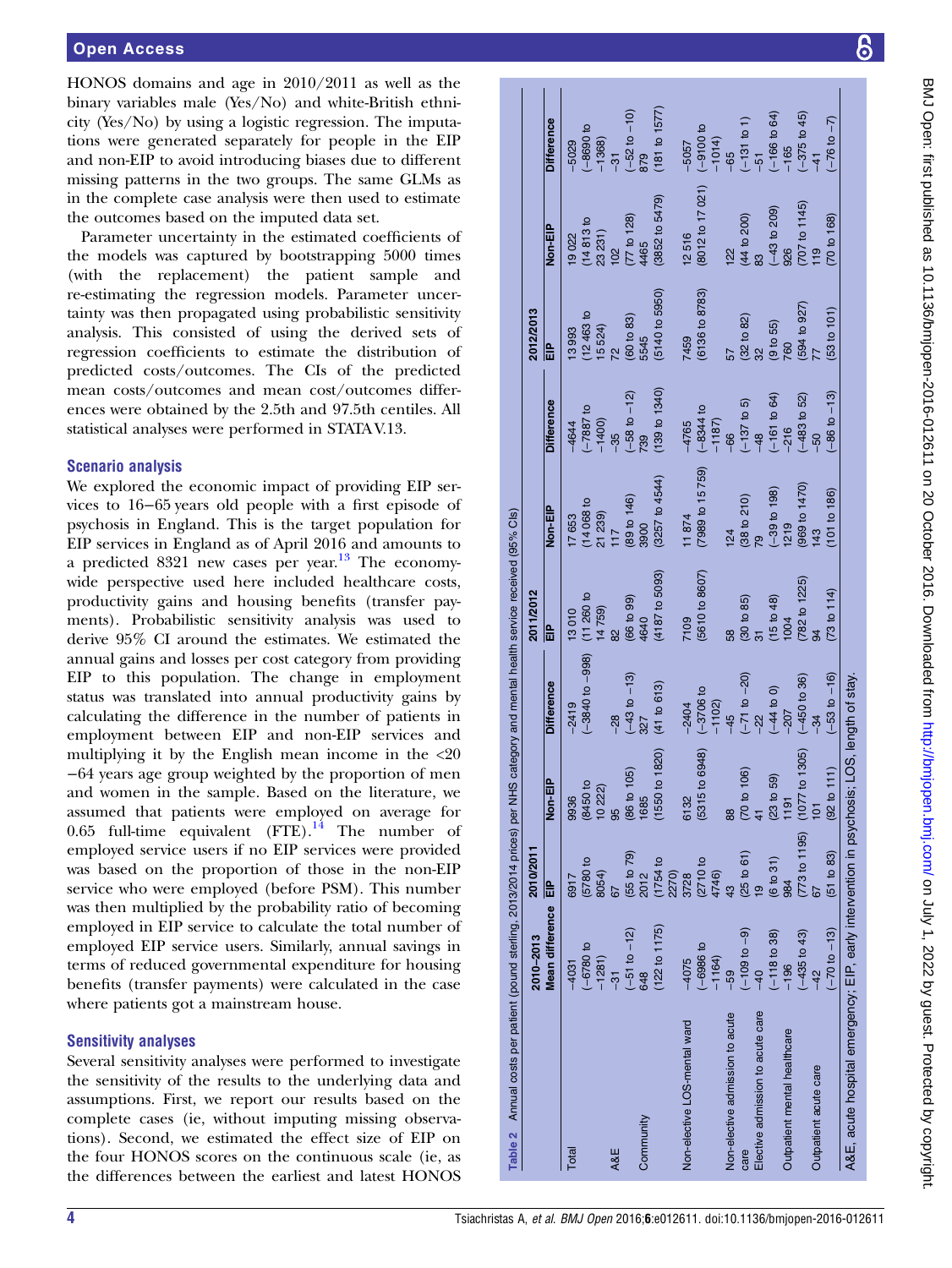HONOS domains and age in 2010/2011 as well as the binary variables male (Yes/No) and white-British ethnicity (Yes/No) by using a logistic regression. The imputations were generated separately for people in the EIP and non-EIP to avoid introducing biases due to different missing patterns in the two groups. The same GLMs as in the complete case analysis were then used to estimate the outcomes based on the imputed data set.

Parameter uncertainty in the estimated coefficients of the models was captured by bootstrapping 5000 times (with the replacement) the patient sample and re-estimating the regression models. Parameter uncertainty was then propagated using probabilistic sensitivity analysis. This consisted of using the derived sets of regression coefficients to estimate the distribution of predicted costs/outcomes. The CIs of the predicted mean costs/outcomes and mean cost/outcomes differences were obtained by the 2.5th and 97.5th centiles. All statistical analyses were performed in STATA V.13.

## Scenario analysis

We explored the economic impact of providing EIP services to 16–65 years old people with a first episode of psychosis in England. This is the target population for EIP services in England as of April 2016 and amounts to a predicted 8321 new cases per year.[13] The economy-wide perspective used here included healthcare costs, productivity gains and housing benefits (transfer payments). Probabilistic sensitivity analysis was used to derive 95% CI around the estimates. We estimated the annual gains and losses per cost category from providing EIP to this population. The change in employment status was translated into annual productivity gains by calculating the difference in the number of patients in employment between EIP and non-EIP services and multiplying it by the English mean income in the <20−64 years age group weighted by the proportion of men and women in the sample. Based on the literature, we assumed that patients were employed on average for 0.65 full-time equivalent (FTE).[14] The number of employed service users if no EIP services were provided was based on the proportion of those in the non-EIP service who were employed (before PSM). This number was then multiplied by the probability ratio of becoming employed in EIP service to calculate the total number of employed EIP service users. Similarly, annual savings in terms of reduced governmental expenditure for housing benefits (transfer payments) were calculated in the case where patients got a mainstream house.

## Sensitivity analyses

Several sensitivity analyses were performed to investigate the sensitivity of the results to the underlying data and assumptions. First, we report our results based on the complete cases (ie, without imputing missing observations). Second, we estimated the effect size of EIP on the four HONOS scores on the continuous scale (ie, as the differences between the earliest and latest HONOS

**Table 2** Annual costs per patient (pound sterling, 2013/2014 prices) per NHS category and mental health service received (95% CIs)

| | 2010–2013 | 2010/2011 | | | 2011/2012 | | | 2012/2013 | | |
|---|---|---|---|---|---|---|---|---|---|---|
| | Mean difference | EIP | Non-EIP | Difference | EIP | Non-EIP | Difference | EIP | Non-EIP | Difference |
| Total | −4031 (−6780 to −1281) | 6917 (5780 to 8054) | 9936 (8450 to 10 222) | −2419 (−3840 to −998) | 13 010 (11 260 to 14 759) | 17 653 (14 068 to 21 239) | −4644 (−7887 to −1400) | 13 993 (12 463 to 15 524) | 19 022 (14 813 to 23 231) | −5029 (−8690 to −1368) |
| A&E | −31 (−51 to −12) | 67 (55 to 79) | 95 (86 to 105) | −28 (−43 to −13) | 82 (66 to 99) | 117 (89 to 146) | −35 (−58 to −12) | 72 (60 to 83) | 102 (77 to 128) | −31 (−52 to −10) |
| Community | 648 (122 to 1175) | 2012 (1754 to 2270) | 1685 (1550 to 1820) | 327 (41 to 613) | 4640 (4187 to 5093) | 3900 (3257 to 4544) | 739 (139 to 1340) | 5545 (5140 to 5950) | 4465 (3852 to 5479) | 879 (181 to 1577) |
| Non-elective LOS-mental ward | −4075 (−6986 to −1164) | 3728 (2710 to 4746) | 6132 (5315 to 6948) | −2404 (−3706 to −1102) | 7109 (5610 to 8607) | 11 874 (7989 to 15 759) | −4765 (−8344 to −1187) | 7459 (6136 to 8783) | 12 516 (8012 to 17 021) | −5057 (−9100 to −1014) |
| Non-elective admission to acute care | −59 (−109 to −9) | 43 (25 to 61) | 88 (70 to 106) | −45 (−71 to −20) | 58 (30 to 85) | 124 (38 to 210) | −66 (−137 to 5) | 57 (32 to 82) | 122 (44 to 200) | −65 (−131 to 1) |
| Elective admission to acute care | −40 (−118 to 38) | 19 (6 to 31) | 41 (23 to 59) | −22 (−44 to 0) | 31 (15 to 48) | 79 (−39 to 198) | −48 (−161 to 64) | 32 (9 to 55) | 83 (−43 to 209) | −51 (−166 to 64) |
| Outpatient mental healthcare | −196 (−435 to 43) | 984 (773 to 1195) | 1191 (1077 to 1305) | −207 (−450 to 36) | 1004 (782 to 1225) | 1219 (969 to 1470) | −216 (−483 to 52) | 760 (594 to 927) | 926 (707 to 1145) | −165 (−375 to 45) |
| Outpatient acute care | −42 (−70 to −13) | 67 (51 to 83) | 101 (92 to 111) | −34 (−53 to −16) | 94 (73 to 114) | 143 (101 to 186) | −50 (−86 to −13) | 77 (53 to 101) | 119 (70 to 168) | −41 (−76 to −7) |

A&E, acute hospital emergency; EIP, early intervention in psychosis; LOS, length of stay.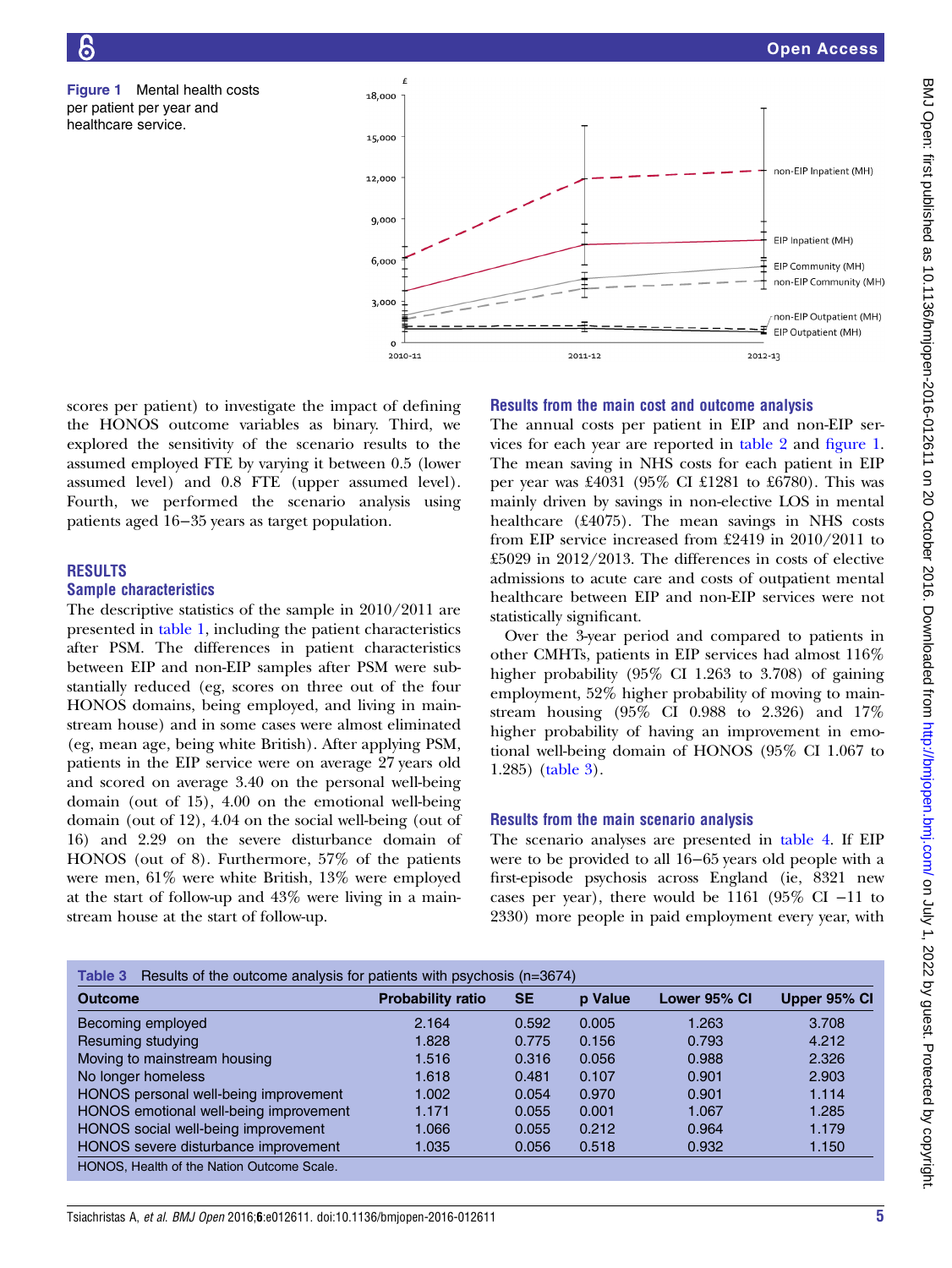Figure 1 Mental health costs per patient per year and healthcare service.

scores per patient) to investigate the impact of defining the HONOS outcome variables as binary. Third, we explored the sensitivity of the scenario results to the assumed employed FTE by varying it between 0.5 (lower assumed level) and 0.8 FTE (upper assumed level). Fourth, we performed the scenario analysis using patients aged 16−35 years as target population.

## RESULTS

### Sample characteristics

The descriptive statistics of the sample in 2010/2011 are presented in table 1, including the patient characteristics after PSM. The differences in patient characteristics between EIP and non-EIP samples after PSM were substantially reduced (eg, scores on three out of the four HONOS domains, being employed, and living in mainstream house) and in some cases were almost eliminated (eg, mean age, being white British). After applying PSM, patients in the EIP service were on average 27 years old and scored on average 3.40 on the personal well-being domain (out of 15), 4.00 on the emotional well-being domain (out of 12), 4.04 on the social well-being (out of 16) and 2.29 on the severe disturbance domain of HONOS (out of 8). Furthermore, 57% of the patients were men, 61% were white British, 13% were employed at the start of follow-up and 43% were living in a mainstream house at the start of follow-up.

### Results from the main cost and outcome analysis

The annual costs per patient in EIP and non-EIP services for each year are reported in table 2 and figure 1. The mean saving in NHS costs for each patient in EIP per year was £4031 (95% CI £1281 to £6780). This was mainly driven by savings in non-elective LOS in mental healthcare (£4075). The mean savings in NHS costs from EIP service increased from £2419 in 2010/2011 to £5029 in 2012/2013. The differences in costs of elective admissions to acute care and costs of outpatient mental healthcare between EIP and non-EIP services were not statistically significant.

Over the 3-year period and compared to patients in other CMHTs, patients in EIP services had almost 116% higher probability (95% CI 1.263 to 3.708) of gaining employment, 52% higher probability of moving to mainstream housing (95% CI 0.988 to 2.326) and 17% higher probability of having an improvement in emotional well-being domain of HONOS (95% CI 1.067 to 1.285) (table 3).

### Results from the main scenario analysis

The scenario analyses are presented in table 4. If EIP were to be provided to all 16−65 years old people with a first-episode psychosis across England (ie, 8321 new cases per year), there would be 1161 (95% CI −11 to 2330) more people in paid employment every year, with

Table 3 Results of the outcome analysis for patients with psychosis (n=3674)

| Outcome | Probability ratio | SE | p Value | Lower 95% CI | Upper 95% CI |
|---|---|---|---|---|---|
| Becoming employed | 2.164 | 0.592 | 0.005 | 1.263 | 3.708 |
| Resuming studying | 1.828 | 0.775 | 0.156 | 0.793 | 4.212 |
| Moving to mainstream housing | 1.516 | 0.316 | 0.056 | 0.988 | 2.326 |
| No longer homeless | 1.618 | 0.481 | 0.107 | 0.901 | 2.903 |
| HONOS personal well-being improvement | 1.002 | 0.054 | 0.970 | 0.901 | 1.114 |
| HONOS emotional well-being improvement | 1.171 | 0.055 | 0.001 | 1.067 | 1.285 |
| HONOS social well-being improvement | 1.066 | 0.055 | 0.212 | 0.964 | 1.179 |
| HONOS severe disturbance improvement | 1.035 | 0.056 | 0.518 | 0.932 | 1.150 |

HONOS, Health of the Nation Outcome Scale.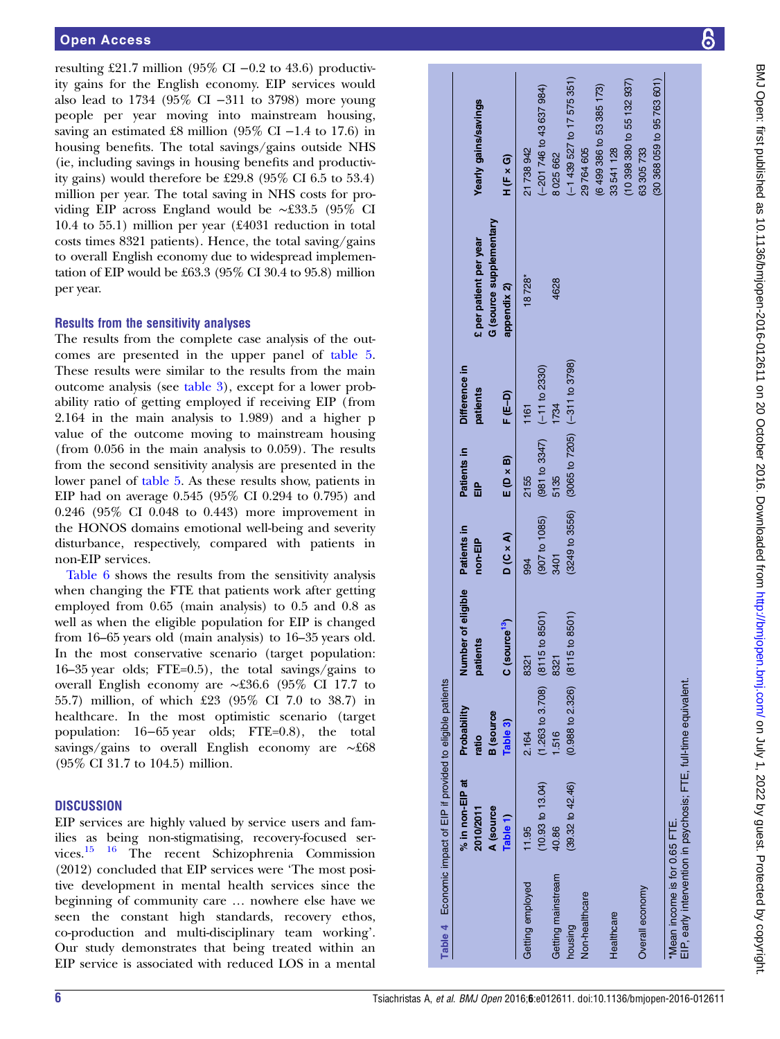resulting £21.7 million (95% CI −0.2 to 43.6) productivity gains for the English economy. EIP services would also lead to 1734 (95% CI −311 to 3798) more young people per year moving into mainstream housing, saving an estimated £8 million (95% CI −1.4 to 17.6) in housing benefits. The total savings/gains outside NHS (ie, including savings in housing benefits and productivity gains) would therefore be £29.8 (95% CI 6.5 to 53.4) million per year. The total saving in NHS costs for providing EIP across England would be ~£33.5 (95% CI 10.4 to 55.1) million per year (£4031 reduction in total costs times 8321 patients). Hence, the total saving/gains to overall English economy due to widespread implementation of EIP would be £63.3 (95% CI 30.4 to 95.8) million per year.

### Results from the sensitivity analyses

The results from the complete case analysis of the outcomes are presented in the upper panel of table 5. These results were similar to the results from the main outcome analysis (see table 3), except for a lower probability ratio of getting employed if receiving EIP (from 2.164 in the main analysis to 1.989) and a higher p value of the outcome moving to mainstream housing (from 0.056 in the main analysis to 0.059). The results from the second sensitivity analysis are presented in the lower panel of table 5. As these results show, patients in EIP had on average 0.545 (95% CI 0.294 to 0.795) and 0.246 (95% CI 0.048 to 0.443) more improvement in the HONOS domains emotional well-being and severity disturbance, respectively, compared with patients in non-EIP services.

Table 6 shows the results from the sensitivity analysis when changing the FTE that patients work after getting employed from 0.65 (main analysis) to 0.5 and 0.8 as well as when the eligible population for EIP is changed from 16–65 years old (main analysis) to 16–35 years old. In the most conservative scenario (target population: 16–35 year olds; FTE=0.5), the total savings/gains to overall English economy are ~£36.6 (95% CI 17.7 to 55.7) million, of which £23 (95% CI 7.0 to 38.7) in healthcare. In the most optimistic scenario (target population: 16–65 year olds; FTE=0.8), the total savings/gains to overall English economy are ~£68 (95% CI 31.7 to 104.5) million.

## DISCUSSION

EIP services are highly valued by service users and families as being non-stigmatising, recovery-focused services.[15 16] The recent Schizophrenia Commission (2012) concluded that EIP services were 'The most positive development in mental health services since the beginning of community care … nowhere else have we seen the constant high standards, recovery ethos, co-production and multi-disciplinary team working'. Our study demonstrates that being treated within an EIP service is associated with reduced LOS in a mental

**Table 4** Economic impact of EIP if provided to eligible patients

| | % in non-EIP at 2010/2011 A (source Table 1) | Probability ratio B (source Table 3) | Number of eligible patients C (source[13]) | Patients in non-EIP D (C × A) | Patients in EIP E (D × B) | Difference in patients F (E−D) | £ per patient per year G (source supplementary appendix 2) | Yearly gains/savings H (F × G) |
|---|---|---|---|---|---|---|---|---|
| Getting employed | 11.95 (10.93 to 13.04) | 2.164 (1.263 to 3.708) | 8321 (8115 to 8501) | 994 (907 to 1085) | 2155 (981 to 3347) | 1161 (−11 to 2330) | 18 728* | 21 738 942 (−201 746 to 43 637 984) |
| Getting mainstream housing | 40.86 (39.32 to 42.46) | 1.516 (0.988 to 2.326) | 8321 (8115 to 8501) | 3401 (3249 to 3556) | 5135 (3065 to 7205) | 1734 (−311 to 3798) | 4628 | 8 025 662 (−1 439 527 to 17 575 351) |
| Non-healthcare | | | | | | | | 29 764 605 (6 499 386 to 53 385 173) |
| Healthcare | | | | | | | | 33 541 128 (10 398 380 to 55 132 937) |
| Overall economy | | | | | | | | 63 305 733 (30 368 059 to 95 763 601) |

*Mean income is for 0.65 FTE.
EIP, early intervention in psychosis; FTE, full-time equivalent.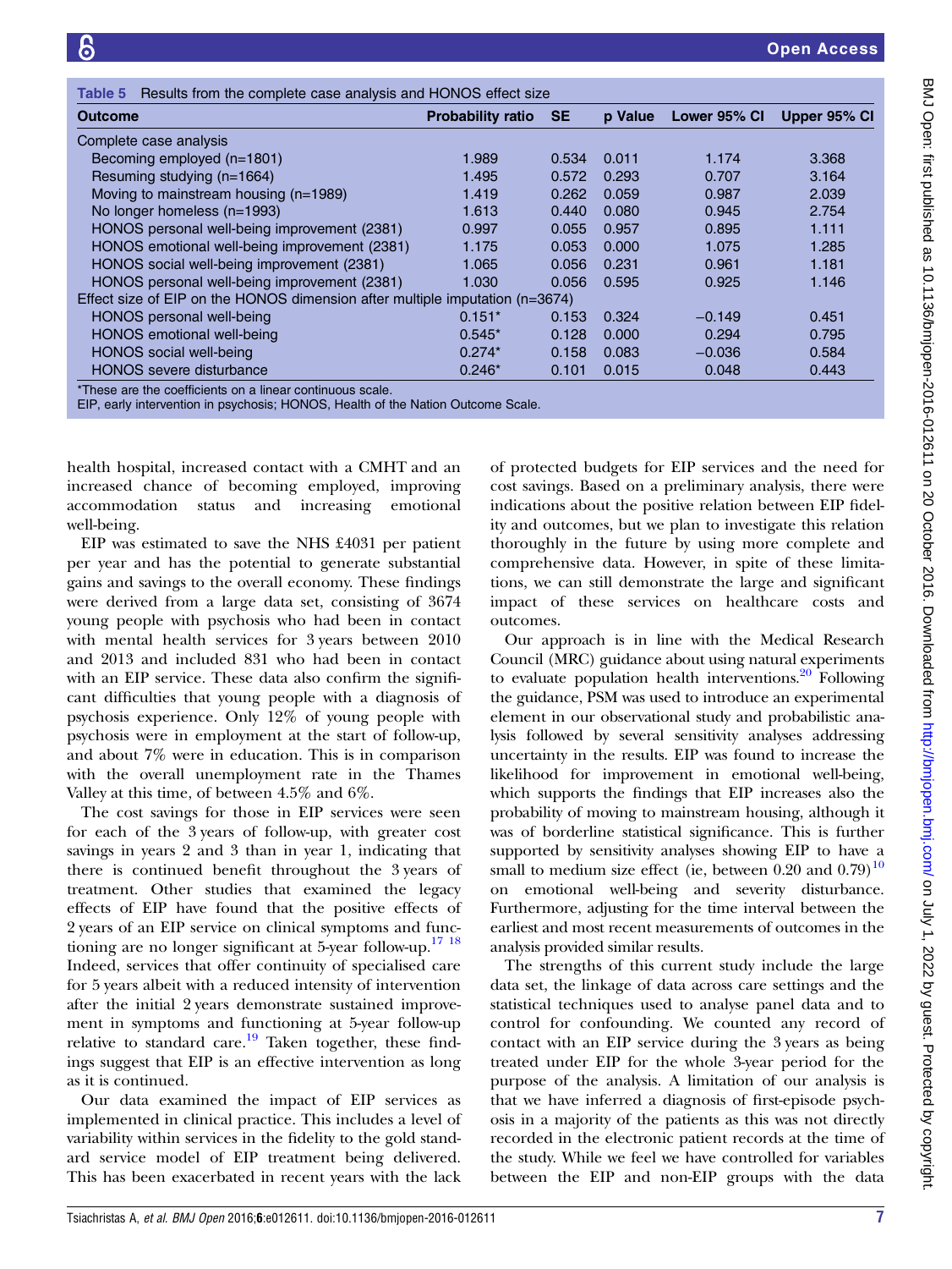**Table 5** Results from the complete case analysis and HONOS effect size

| Outcome | Probability ratio | SE | p Value | Lower 95% CI | Upper 95% CI |
|---|---|---|---|---|---|
| Complete case analysis | | | | | |
| Becoming employed (n=1801) | 1.989 | 0.534 | 0.011 | 1.174 | 3.368 |
| Resuming studying (n=1664) | 1.495 | 0.572 | 0.293 | 0.707 | 3.164 |
| Moving to mainstream housing (n=1989) | 1.419 | 0.262 | 0.059 | 0.987 | 2.039 |
| No longer homeless (n=1993) | 1.613 | 0.440 | 0.080 | 0.945 | 2.754 |
| HONOS personal well-being improvement (2381) | 0.997 | 0.055 | 0.957 | 0.895 | 1.111 |
| HONOS emotional well-being improvement (2381) | 1.175 | 0.053 | 0.000 | 1.075 | 1.285 |
| HONOS social well-being improvement (2381) | 1.065 | 0.056 | 0.231 | 0.961 | 1.181 |
| HONOS personal well-being improvement (2381) | 1.030 | 0.056 | 0.595 | 0.925 | 1.146 |
| Effect size of EIP on the HONOS dimension after multiple imputation (n=3674) | | | | | |
| HONOS personal well-being | 0.151* | 0.153 | 0.324 | −0.149 | 0.451 |
| HONOS emotional well-being | 0.545* | 0.128 | 0.000 | 0.294 | 0.795 |
| HONOS social well-being | 0.274* | 0.158 | 0.083 | −0.036 | 0.584 |
| HONOS severe disturbance | 0.246* | 0.101 | 0.015 | 0.048 | 0.443 |

*These are the coefficients on a linear continuous scale.
EIP, early intervention in psychosis; HONOS, Health of the Nation Outcome Scale.

health hospital, increased contact with a CMHT and an increased chance of becoming employed, improving accommodation status and increasing emotional well-being.

EIP was estimated to save the NHS £4031 per patient per year and has the potential to generate substantial gains and savings to the overall economy. These findings were derived from a large data set, consisting of 3674 young people with psychosis who had been in contact with mental health services for 3 years between 2010 and 2013 and included 831 who had been in contact with an EIP service. These data also confirm the significant difficulties that young people with a diagnosis of psychosis experience. Only 12% of young people with psychosis were in employment at the start of follow-up, and about 7% were in education. This is in comparison with the overall unemployment rate in the Thames Valley at this time, of between 4.5% and 6%.

The cost savings for those in EIP services were seen for each of the 3 years of follow-up, with greater cost savings in years 2 and 3 than in year 1, indicating that there is continued benefit throughout the 3 years of treatment. Other studies that examined the legacy effects of EIP have found that the positive effects of 2 years of an EIP service on clinical symptoms and functioning are no longer significant at 5-year follow-up.[17 18] Indeed, services that offer continuity of specialised care for 5 years albeit with a reduced intensity of intervention after the initial 2 years demonstrate sustained improvement in symptoms and functioning at 5-year follow-up relative to standard care.[19] Taken together, these findings suggest that EIP is an effective intervention as long as it is continued.

Our data examined the impact of EIP services as implemented in clinical practice. This includes a level of variability within services in the fidelity to the gold standard service model of EIP treatment being delivered. This has been exacerbated in recent years with the lack of protected budgets for EIP services and the need for cost savings. Based on a preliminary analysis, there were indications about the positive relation between EIP fidelity and outcomes, but we plan to investigate this relation thoroughly in the future by using more complete and comprehensive data. However, in spite of these limitations, we can still demonstrate the large and significant impact of these services on healthcare costs and outcomes.

Our approach is in line with the Medical Research Council (MRC) guidance about using natural experiments to evaluate population health interventions.[20] Following the guidance, PSM was used to introduce an experimental element in our observational study and probabilistic analysis followed by several sensitivity analyses addressing uncertainty in the results. EIP was found to increase the likelihood for improvement in emotional well-being, which supports the findings that EIP increases also the probability of moving to mainstream housing, although it was of borderline statistical significance. This is further supported by sensitivity analyses showing EIP to have a small to medium size effect (ie, between 0.20 and 0.79)[10] on emotional well-being and severity disturbance. Furthermore, adjusting for the time interval between the earliest and most recent measurements of outcomes in the analysis provided similar results.

The strengths of this current study include the large data set, the linkage of data across care settings and the statistical techniques used to analyse panel data and to control for confounding. We counted any record of contact with an EIP service during the 3 years as being treated under EIP for the whole 3-year period for the purpose of the analysis. A limitation of our analysis is that we have inferred a diagnosis of first-episode psychosis in a majority of the patients as this was not directly recorded in the electronic patient records at the time of the study. While we feel we have controlled for variables between the EIP and non-EIP groups with the data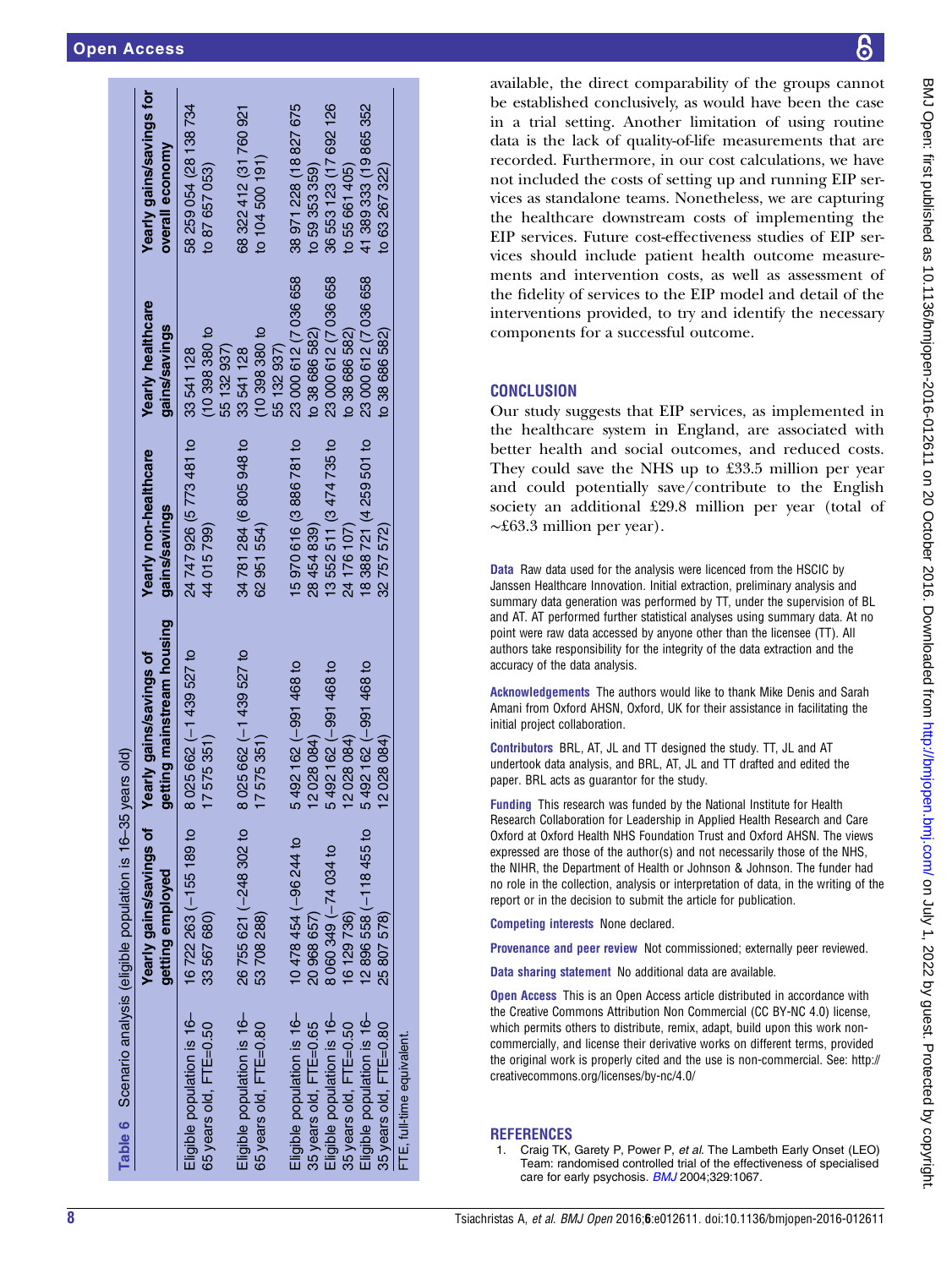**Table 6** Scenario analysis (eligible population is 16–35 years old)

| | Yearly gains/savings of getting employed | Yearly gains/savings of getting mainstream housing | Yearly non-healthcare gains/savings | Yearly healthcare gains/savings | Yearly gains/savings for overall economy |
|---|---|---|---|---|---|
| Eligible population is 16–65 years old, FTE=0.50 | 16 722 263 (−155 189 to 33 567 680) | 8 025 662 (−1 439 527 to 17 575 351) | 24 747 926 (5 773 481 to 44 015 799) | 33 541 128 (10 398 380 to 55 132 937) | 58 259 054 (28 138 734 to 87 657 053) |
| Eligible population is 16–65 years old, FTE=0.80 | 26 755 621 (−248 302 to 53 708 288) | 8 025 662 (−1 439 527 to 17 575 351) | 34 781 284 (6 805 948 to 62 951 554) | 33 541 128 (10 398 380 to 55 132 937) | 68 322 412 (31 760 921 to 104 500 191) |
| Eligible population is 16–35 years old, FTE=0.65 | 10 478 454 (−96 244 to 20 968 657) | 5 492 162 (−991 468 to 12 028 084) | 15 970 616 (3 886 781 to 28 454 839) | 23 000 612 (7 036 658 to 38 686 582) | 38 971 228 (18 827 675 to 59 353 359) |
| Eligible population is 16–35 years old, FTE=0.50 | 8 060 349 (−74 034 to 16 129 736) | 5 492 162 (−991 468 to 12 028 084) | 13 552 511 (3 474 735 to 24 176 107) | 23 000 612 (7 036 658 to 38 686 582) | 36 553 123 (17 692 126 to 55 661 405) |
| Eligible population is 16–35 years old, FTE=0.80 | 12 896 558 (−118 455 to 25 807 578) | 5 492 162 (−991 468 to 12 028 084) | 18 388 721 (4 259 501 to 32 757 572) | 23 000 612 (7 036 658 to 38 686 582) | 41 389 333 (19 865 352 to 63 267 322) |

FTE, full-time equivalent.

available, the direct comparability of the groups cannot be established conclusively, as would have been the case in a trial setting. Another limitation of using routine data is the lack of quality-of-life measurements that are recorded. Furthermore, in our cost calculations, we have not included the costs of setting up and running EIP services as standalone teams. Nonetheless, we are capturing the healthcare downstream costs of implementing the EIP services. Future cost-effectiveness studies of EIP services should include patient health outcome measurements and intervention costs, as well as assessment of the fidelity of services to the EIP model and detail of the interventions provided, to try and identify the necessary components for a successful outcome.

## CONCLUSION

Our study suggests that EIP services, as implemented in the healthcare system in England, are associated with better health and social outcomes, and reduced costs. They could save the NHS up to £33.5 million per year and could potentially save/contribute to the English society an additional £29.8 million per year (total of ~£63.3 million per year).

**Data** Raw data used for the analysis were licenced from the HSCIC by Janssen Healthcare Innovation. Initial extraction, preliminary analysis and summary data generation was performed by TT, under the supervision of BL and AT. AT performed further statistical analyses using summary data. At no point were raw data accessed by anyone other than the licensee (TT). All authors take responsibility for the integrity of the data extraction and the accuracy of the data analysis.

**Acknowledgements** The authors would like to thank Mike Denis and Sarah Amani from Oxford AHSN, Oxford, UK for their assistance in facilitating the initial project collaboration.

**Contributors** BRL, AT, JL and TT designed the study. TT, JL and AT undertook data analysis, and BRL, AT, JL and TT drafted and edited the paper. BRL acts as guarantor for the study.

**Funding** This research was funded by the National Institute for Health Research Collaboration for Leadership in Applied Health Research and Care Oxford at Oxford Health NHS Foundation Trust and Oxford AHSN. The views expressed are those of the author(s) and not necessarily those of the NHS, the NIHR, the Department of Health or Johnson & Johnson. The funder had no role in the collection, analysis or interpretation of data, in the writing of the report or in the decision to submit the article for publication.

**Competing interests** None declared.

**Provenance and peer review** Not commissioned; externally peer reviewed.

**Data sharing statement** No additional data are available.

**Open Access** This is an Open Access article distributed in accordance with the Creative Commons Attribution Non Commercial (CC BY-NC 4.0) license, which permits others to distribute, remix, adapt, build upon this work non-commercially, and license their derivative works on different terms, provided the original work is properly cited and the use is non-commercial. See: http://creativecommons.org/licenses/by-nc/4.0/

## REFERENCES

1. Craig TK, Garety P, Power P, *et al*. The Lambeth Early Onset (LEO) Team: randomised controlled trial of the effectiveness of specialised care for early psychosis. *BMJ* 2004;329:1067.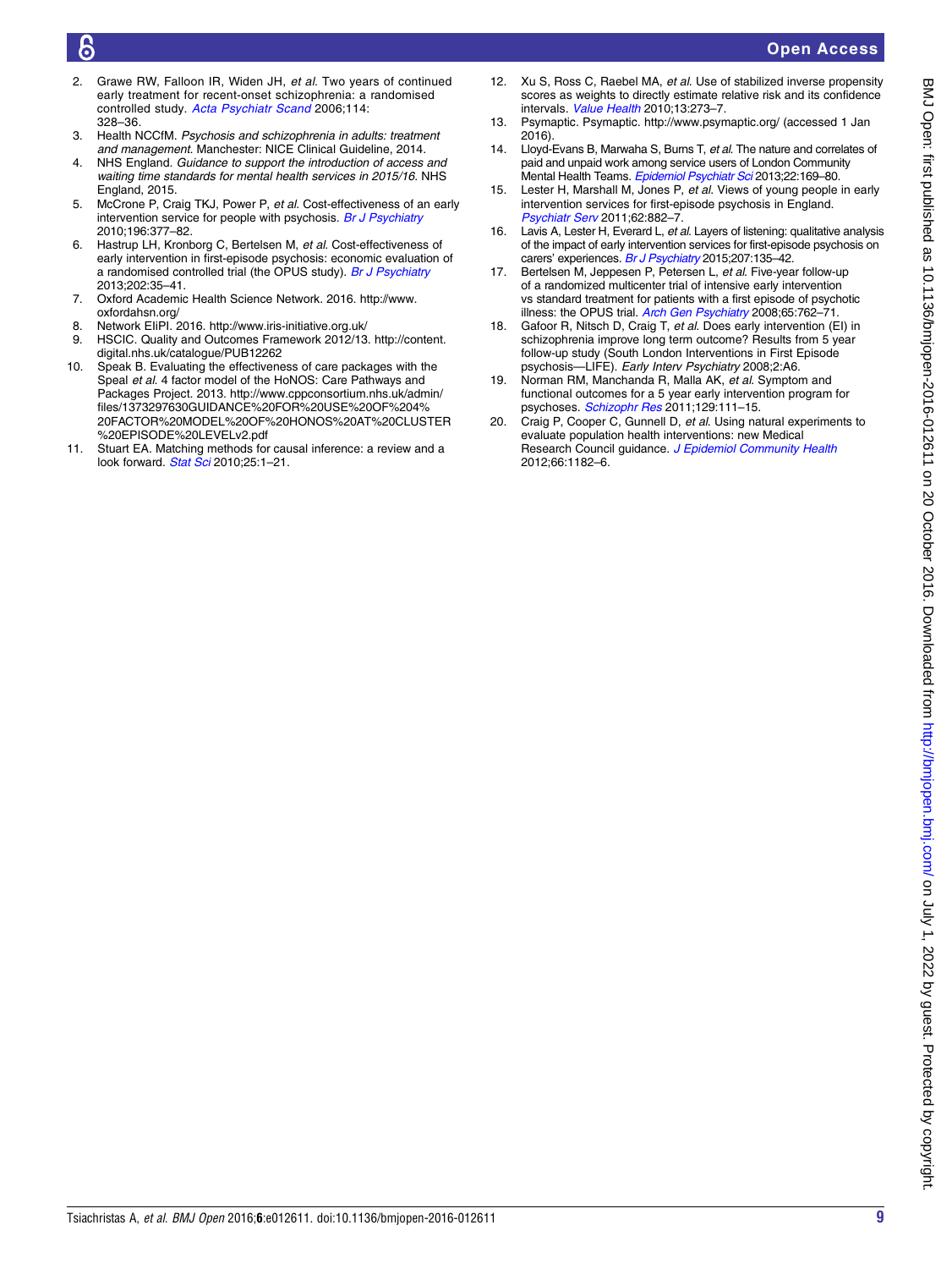2. Grawe RW, Falloon IR, Widen JH, *et al*. Two years of continued early treatment for recent-onset schizophrenia: a randomised controlled study. *Acta Psychiatr Scand* 2006;114:328–36.
3. Health NCCfM. *Psychosis and schizophrenia in adults: treatment and management*. Manchester: NICE Clinical Guideline, 2014.
4. NHS England. *Guidance to support the introduction of access and waiting time standards for mental health services in 2015/16*. NHS England, 2015.
5. McCrone P, Craig TKJ, Power P, *et al*. Cost-effectiveness of an early intervention service for people with psychosis. *Br J Psychiatry* 2010;196:377–82.
6. Hastrup LH, Kronborg C, Bertelsen M, *et al*. Cost-effectiveness of early intervention in first-episode psychosis: economic evaluation of a randomised controlled trial (the OPUS study). *Br J Psychiatry* 2013;202:35–41.
7. Oxford Academic Health Science Network. 2016. http://www.oxfordahsn.org/
8. Network EliPI. 2016. http://www.iris-initiative.org.uk/
9. HSCIC. Quality and Outcomes Framework 2012/13. http://content.digital.nhs.uk/catalogue/PUB12262
10. Speak B. Evaluating the effectiveness of care packages with the Speal *et al*. 4 factor model of the HoNOS: Care Pathways and Packages Project. 2013. http://www.cppconsortium.nhs.uk/admin/files/1373297630GUIDANCE%20FOR%20USE%20OF%204%20FACTOR%20MODEL%20OF%20HONOS%20AT%20CLUSTER%20EPISODE%20LEVELv2.pdf
11. Stuart EA. Matching methods for causal inference: a review and a look forward. *Stat Sci* 2010;25:1–21.
12. Xu S, Ross C, Raebel MA, *et al*. Use of stabilized inverse propensity scores as weights to directly estimate relative risk and its confidence intervals. *Value Health* 2010;13:273–7.
13. Psymaptic. Psymaptic. http://www.psymaptic.org/ (accessed 1 Jan 2016).
14. Lloyd-Evans B, Marwaha S, Burns T, *et al*. The nature and correlates of paid and unpaid work among service users of London Community Mental Health Teams. *Epidemiol Psychiatr Sci* 2013;22:169–80.
15. Lester H, Marshall M, Jones P, *et al*. Views of young people in early intervention services for first-episode psychosis in England. *Psychiatr Serv* 2011;62:882–7.
16. Lavis A, Lester H, Everard L, *et al*. Layers of listening: qualitative analysis of the impact of early intervention services for first-episode psychosis on carers' experiences. *Br J Psychiatry* 2015;207:135–42.
17. Bertelsen M, Jeppesen P, Petersen L, *et al*. Five-year follow-up of a randomized multicenter trial of intensive early intervention vs standard treatment for patients with a first episode of psychotic illness: the OPUS trial. *Arch Gen Psychiatry* 2008;65:762–71.
18. Gafoor R, Nitsch D, Craig T, *et al*. Does early intervention (EI) in schizophrenia improve long term outcome? Results from 5 year follow-up study (South London Interventions in First Episode psychosis—LIFE). *Early Interv Psychiatry* 2008;2:A6.
19. Norman RM, Manchanda R, Malla AK, *et al*. Symptom and functional outcomes for a 5 year early intervention program for psychoses. *Schizophr Res* 2011;129:111–15.
20. Craig P, Cooper C, Gunnell D, *et al*. Using natural experiments to evaluate population health interventions: new Medical Research Council guidance. *J Epidemiol Community Health* 2012;66:1182–6.